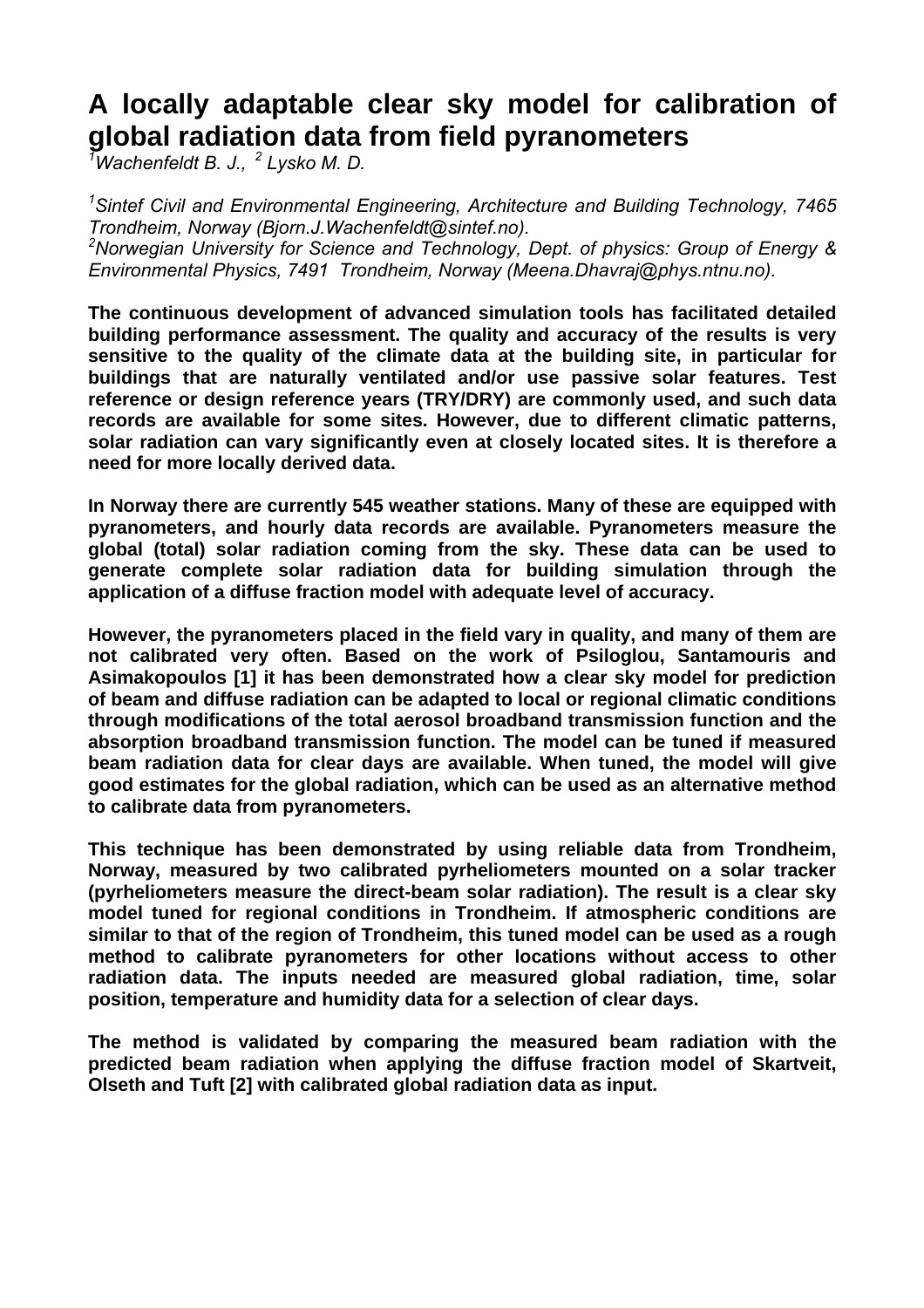# A locally adaptable clear sky model for calibration of global radiation data from field pyranometers

*[1]Wachenfeldt B. J., [2] Lysko M. D.*

*[1]Sintef Civil and Environmental Engineering, Architecture and Building Technology, 7465 Trondheim, Norway (Bjorn.J.Wachenfeldt@sintef.no).*
*[2]Norwegian University for Science and Technology, Dept. of physics: Group of Energy & Environmental Physics, 7491 Trondheim, Norway (Meena.Dhavraj@phys.ntnu.no).*

**The continuous development of advanced simulation tools has facilitated detailed building performance assessment. The quality and accuracy of the results is very sensitive to the quality of the climate data at the building site, in particular for buildings that are naturally ventilated and/or use passive solar features. Test reference or design reference years (TRY/DRY) are commonly used, and such data records are available for some sites. However, due to different climatic patterns, solar radiation can vary significantly even at closely located sites. It is therefore a need for more locally derived data.**

**In Norway there are currently 545 weather stations. Many of these are equipped with pyranometers, and hourly data records are available. Pyranometers measure the global (total) solar radiation coming from the sky. These data can be used to generate complete solar radiation data for building simulation through the application of a diffuse fraction model with adequate level of accuracy.**

**However, the pyranometers placed in the field vary in quality, and many of them are not calibrated very often. Based on the work of Psiloglou, Santamouris and Asimakopoulos [1] it has been demonstrated how a clear sky model for prediction of beam and diffuse radiation can be adapted to local or regional climatic conditions through modifications of the total aerosol broadband transmission function and the absorption broadband transmission function. The model can be tuned if measured beam radiation data for clear days are available. When tuned, the model will give good estimates for the global radiation, which can be used as an alternative method to calibrate data from pyranometers.**

**This technique has been demonstrated by using reliable data from Trondheim, Norway, measured by two calibrated pyrheliometers mounted on a solar tracker (pyrheliometers measure the direct-beam solar radiation). The result is a clear sky model tuned for regional conditions in Trondheim. If atmospheric conditions are similar to that of the region of Trondheim, this tuned model can be used as a rough method to calibrate pyranometers for other locations without access to other radiation data. The inputs needed are measured global radiation, time, solar position, temperature and humidity data for a selection of clear days.**

**The method is validated by comparing the measured beam radiation with the predicted beam radiation when applying the diffuse fraction model of Skartveit, Olseth and Tuft [2] with calibrated global radiation data as input.**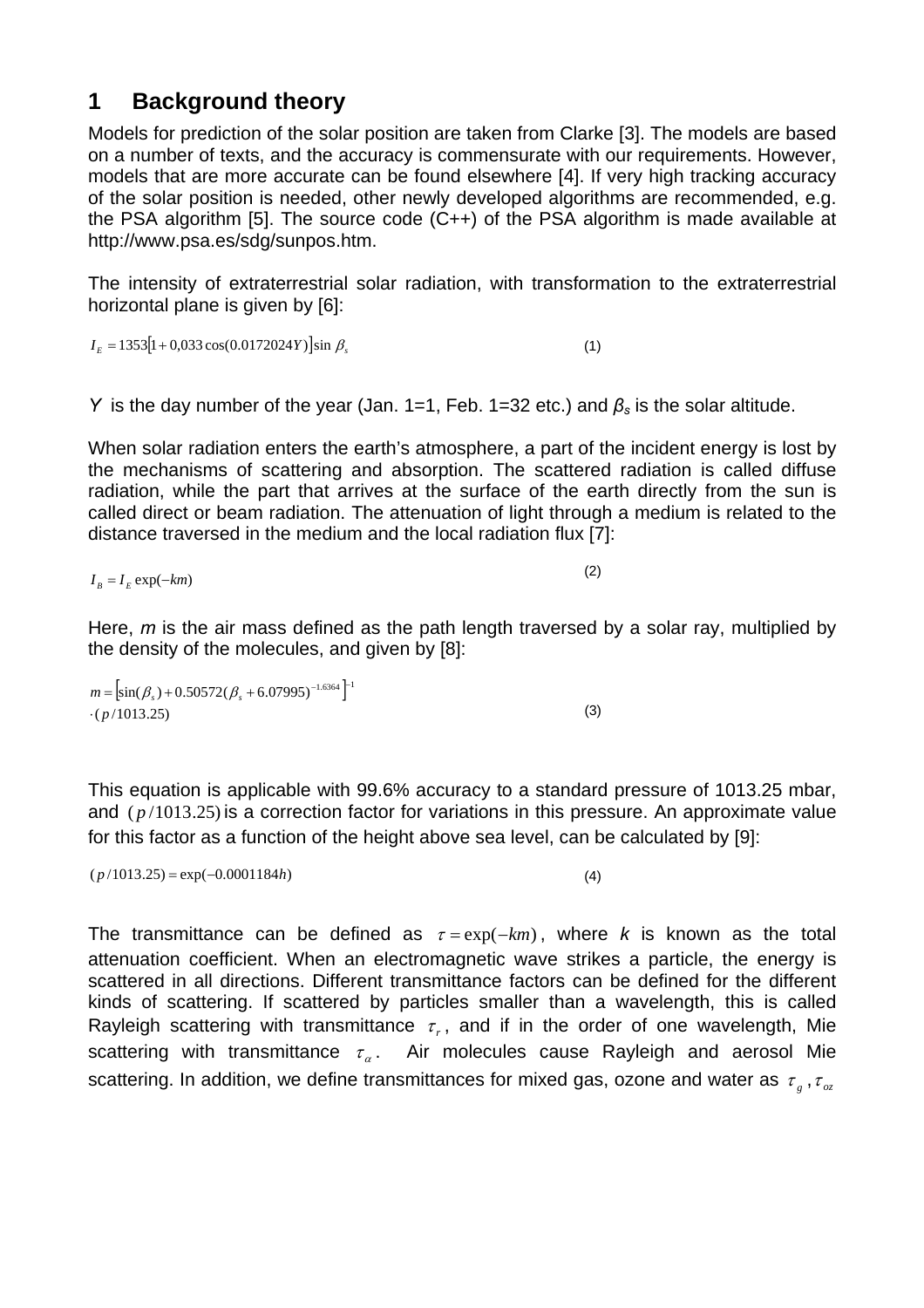## 1 Background theory

Models for prediction of the solar position are taken from Clarke [3]. The models are based on a number of texts, and the accuracy is commensurate with our requirements. However, models that are more accurate can be found elsewhere [4]. If very high tracking accuracy of the solar position is needed, other newly developed algorithms are recommended, e.g. the PSA algorithm [5]. The source code (C++) of the PSA algorithm is made available at http://www.psa.es/sdg/sunpos.htm.

The intensity of extraterrestrial solar radiation, with transformation to the extraterrestrial horizontal plane is given by [6]:

$$I_E = 1353\left[1 + 0{,}033\cos(0.0172024Y)\right]\sin\beta_s \tag{1}$$

$Y$ is the day number of the year (Jan. 1=1, Feb. 1=32 etc.) and $\beta_s$ is the solar altitude.

When solar radiation enters the earth's atmosphere, a part of the incident energy is lost by the mechanisms of scattering and absorption. The scattered radiation is called diffuse radiation, while the part that arrives at the surface of the earth directly from the sun is called direct or beam radiation. The attenuation of light through a medium is related to the distance traversed in the medium and the local radiation flux [7]:

$$I_B = I_E \exp(-km) \tag{2}$$

Here, $m$ is the air mass defined as the path length traversed by a solar ray, multiplied by the density of the molecules, and given by [8]:

$$m = \left[\sin(\beta_s) + 0.50572(\beta_s + 6.07995)^{-1.6364}\right]^{-1} \cdot (p/1013.25) \tag{3}$$

This equation is applicable with 99.6% accuracy to a standard pressure of 1013.25 mbar, and $(p/1013.25)$ is a correction factor for variations in this pressure. An approximate value for this factor as a function of the height above sea level, can be calculated by [9]:

$$(p/1013.25) = \exp(-0.0001184h) \tag{4}$$

The transmittance can be defined as $\tau = \exp(-km)$, where $k$ is known as the total attenuation coefficient. When an electromagnetic wave strikes a particle, the energy is scattered in all directions. Different transmittance factors can be defined for the different kinds of scattering. If scattered by particles smaller than a wavelength, this is called Rayleigh scattering with transmittance $\tau_r$, and if in the order of one wavelength, Mie scattering with transmittance $\tau_\alpha$. Air molecules cause Rayleigh and aerosol Mie scattering. In addition, we define transmittances for mixed gas, ozone and water as $\tau_g$ , $\tau_{oz}$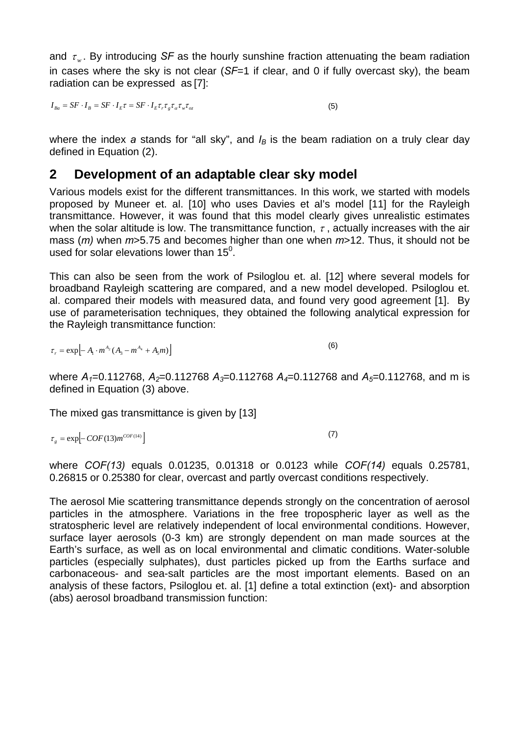and $\tau_w$. By introducing *SF* as the hourly sunshine fraction attenuating the beam radiation in cases where the sky is not clear (*SF*=1 if clear, and 0 if fully overcast sky), the beam radiation can be expressed as [7]:

$$I_{Ba} = SF \cdot I_B = SF \cdot I_E \tau = SF \cdot I_E \tau_r \tau_g \tau_\alpha \tau_w \tau_{oz} \tag{5}$$

where the index *a* stands for "all sky", and $I_B$ is the beam radiation on a truly clear day defined in Equation (2).

## 2 Development of an adaptable clear sky model

Various models exist for the different transmittances. In this work, we started with models proposed by Muneer et. al. [10] who uses Davies et al's model [11] for the Rayleigh transmittance. However, it was found that this model clearly gives unrealistic estimates when the solar altitude is low. The transmittance function, $\tau$, actually increases with the air mass (*m)* when *m*>5.75 and becomes higher than one when *m*>12. Thus, it should not be used for solar elevations lower than $15^0$.

This can also be seen from the work of Psiloglou et. al. [12] where several models for broadband Rayleigh scattering are compared, and a new model developed. Psiloglou et. al. compared their models with measured data, and found very good agreement [1]. By use of parameterisation techniques, they obtained the following analytical expression for the Rayleigh transmittance function:

$$\tau_r = \exp\left[-A_1 \cdot m^{A_2}(A_3 - m^{A_4} + A_5 m)\right] \tag{6}$$

where $A_1$=0.112768, $A_2$=0.112768 $A_3$=0.112768 $A_4$=0.112768 and $A_5$=0.112768, and m is defined in Equation (3) above.

The mixed gas transmittance is given by [13]

$$\tau_g = \exp\left[-COF(13) m^{COF(14)}\right] \tag{7}$$

where *COF(13)* equals 0.01235, 0.01318 or 0.0123 while *COF(14)* equals 0.25781, 0.26815 or 0.25380 for clear, overcast and partly overcast conditions respectively.

The aerosol Mie scattering transmittance depends strongly on the concentration of aerosol particles in the atmosphere. Variations in the free tropospheric layer as well as the stratospheric level are relatively independent of local environmental conditions. However, surface layer aerosols (0-3 km) are strongly dependent on man made sources at the Earth's surface, as well as on local environmental and climatic conditions. Water-soluble particles (especially sulphates), dust particles picked up from the Earths surface and carbonaceous- and sea-salt particles are the most important elements. Based on an analysis of these factors, Psiloglou et. al. [1] define a total extinction (ext)- and absorption (abs) aerosol broadband transmission function: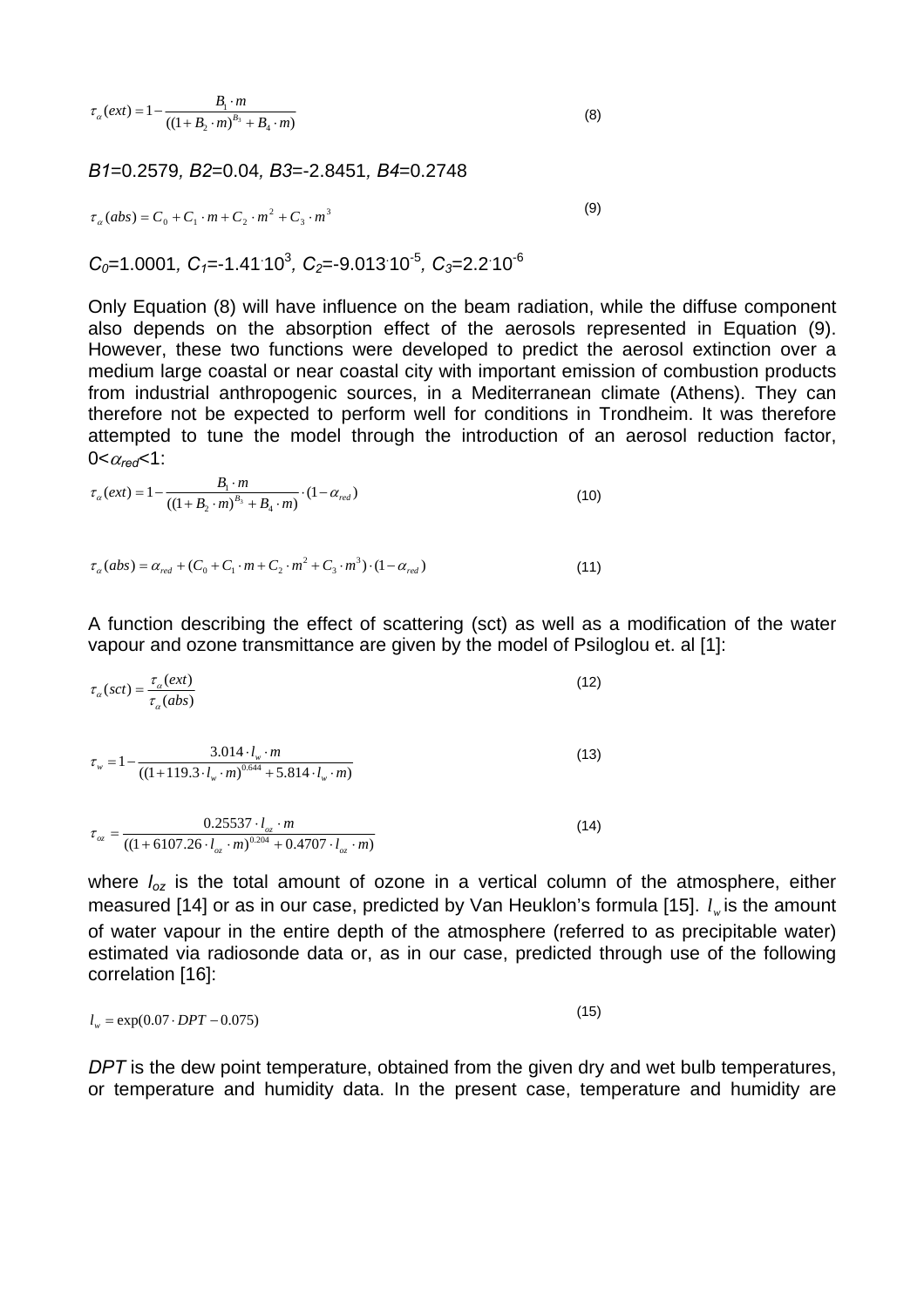$$\tau_\alpha(ext) = 1 - \frac{B_1 \cdot m}{((1 + B_2 \cdot m)^{B_3} + B_4 \cdot m)} \tag{8}$$

*B1*=0.2579*, B2*=0.04*, B3*=-2.8451*, B4*=0.2748

$$\tau_\alpha(abs) = C_0 + C_1 \cdot m + C_2 \cdot m^2 + C_3 \cdot m^3 \tag{9}$$

$C_0$=1.0001, $C_1$=-1.41$\cdot$10$^3$, $C_2$=-9.013$\cdot$10$^{-5}$, $C_3$=2.2$\cdot$10$^{-6}$

Only Equation (8) will have influence on the beam radiation, while the diffuse component also depends on the absorption effect of the aerosols represented in Equation (9). However, these two functions were developed to predict the aerosol extinction over a medium large coastal or near coastal city with important emission of combustion products from industrial anthropogenic sources, in a Mediterranean climate (Athens). They can therefore not be expected to perform well for conditions in Trondheim. It was therefore attempted to tune the model through the introduction of an aerosol reduction factor, $0<\alpha_{red}<1$:

$$\tau_\alpha(ext) = 1 - \frac{B_1 \cdot m}{((1 + B_2 \cdot m)^{B_3} + B_4 \cdot m)} \cdot (1 - \alpha_{red}) \tag{10}$$

$$\tau_\alpha(abs) = \alpha_{red} + (C_0 + C_1 \cdot m + C_2 \cdot m^2 + C_3 \cdot m^3) \cdot (1 - \alpha_{red}) \tag{11}$$

A function describing the effect of scattering (sct) as well as a modification of the water vapour and ozone transmittance are given by the model of Psiloglou et. al [1]:

$$\tau_\alpha(sct) = \frac{\tau_\alpha(ext)}{\tau_\alpha(abs)} \tag{12}$$

$$\tau_w = 1 - \frac{3.014 \cdot l_w \cdot m}{((1 + 119.3 \cdot l_w \cdot m)^{0.644} + 5.814 \cdot l_w \cdot m)} \tag{13}$$

$$\tau_{oz} = \frac{0.25537 \cdot l_{oz} \cdot m}{((1 + 6107.26 \cdot l_{oz} \cdot m)^{0.204} + 0.4707 \cdot l_{oz} \cdot m)} \tag{14}$$

where $l_{oz}$ is the total amount of ozone in a vertical column of the atmosphere, either measured [14] or as in our case, predicted by Van Heuklon's formula [15]. $l_w$ is the amount of water vapour in the entire depth of the atmosphere (referred to as precipitable water) estimated via radiosonde data or, as in our case, predicted through use of the following correlation [16]:

$$l_w = \exp(0.07 \cdot DPT - 0.075) \tag{15}$$

*DPT* is the dew point temperature, obtained from the given dry and wet bulb temperatures, or temperature and humidity data. In the present case, temperature and humidity are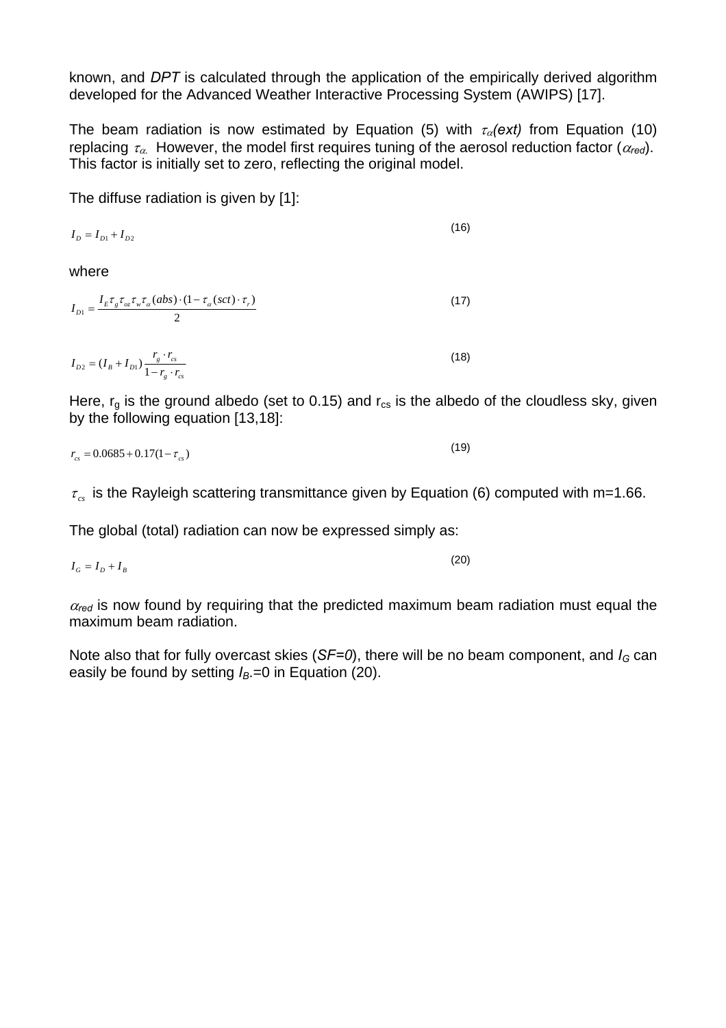known, and *DPT* is calculated through the application of the empirically derived algorithm developed for the Advanced Weather Interactive Processing System (AWIPS) [17].

The beam radiation is now estimated by Equation (5) with $\tau_{\alpha}(ext)$ from Equation (10) replacing $\tau_{\alpha}$. However, the model first requires tuning of the aerosol reduction factor ($\alpha_{red}$). This factor is initially set to zero, reflecting the original model.

The diffuse radiation is given by [1]:

$$I_D = I_{D1} + I_{D2} \tag{16}$$

where

$$I_{D1} = \frac{I_E \tau_g \tau_{oz} \tau_w \tau_{\alpha}(abs) \cdot (1 - \tau_{\alpha}(sct) \cdot \tau_r)}{2} \tag{17}$$

$$I_{D2} = (I_B + I_{D1}) \frac{r_g \cdot r_{cs}}{1 - r_g \cdot r_{cs}} \tag{18}$$

Here, $r_g$ is the ground albedo (set to 0.15) and $r_{cs}$ is the albedo of the cloudless sky, given by the following equation [13,18]:

$$r_{cs} = 0.0685 + 0.17(1 - \tau_{cs}) \tag{19}$$

$\tau_{cs}$ is the Rayleigh scattering transmittance given by Equation (6) computed with m=1.66.

The global (total) radiation can now be expressed simply as:

$$I_G = I_D + I_B \tag{20}$$

$\alpha_{red}$ is now found by requiring that the predicted maximum beam radiation must equal the maximum beam radiation.

Note also that for fully overcast skies (*SF=0*), there will be no beam component, and $I_G$ can easily be found by setting $I_B$=0 in Equation (20).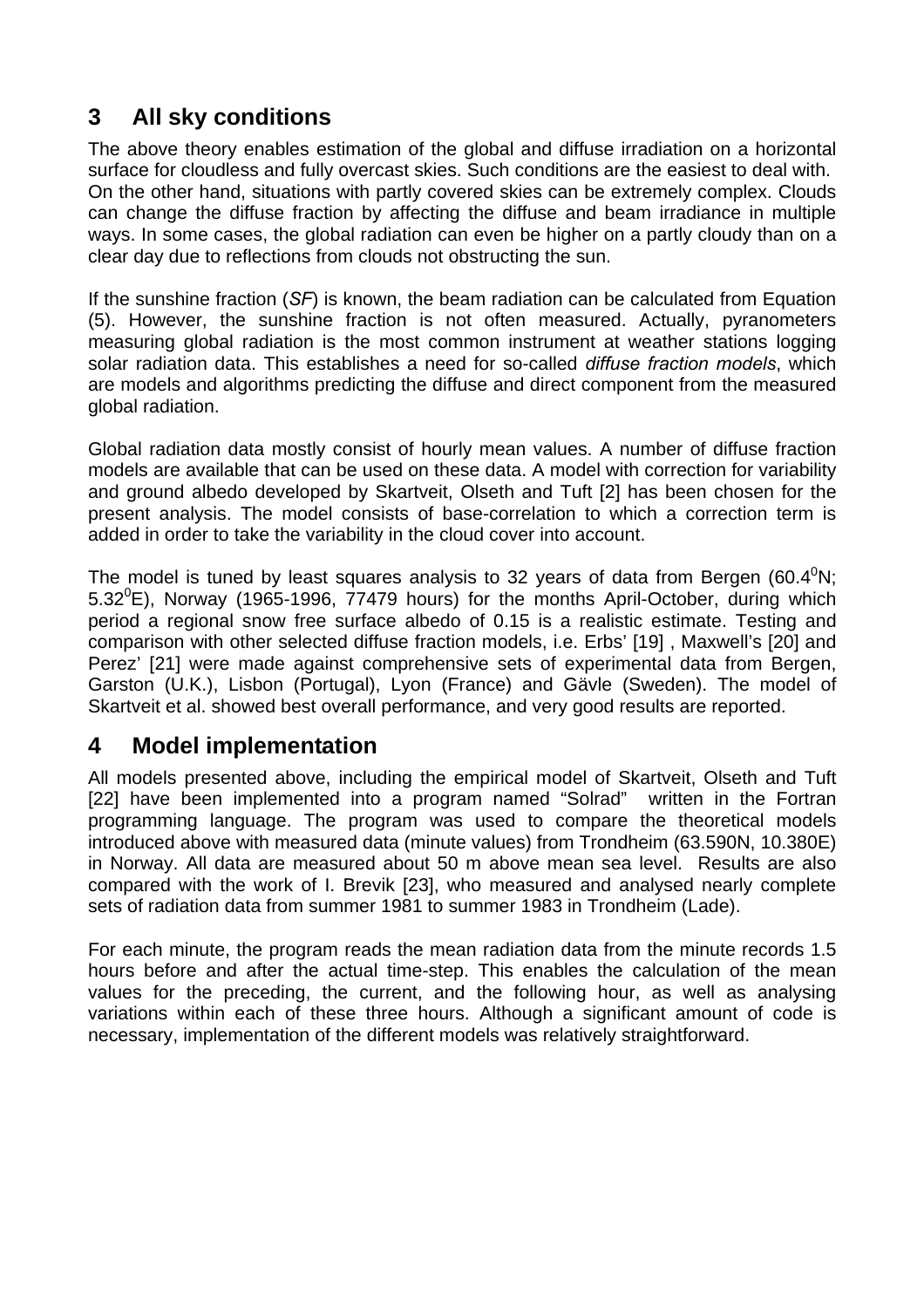## 3 All sky conditions

The above theory enables estimation of the global and diffuse irradiation on a horizontal surface for cloudless and fully overcast skies. Such conditions are the easiest to deal with. On the other hand, situations with partly covered skies can be extremely complex. Clouds can change the diffuse fraction by affecting the diffuse and beam irradiance in multiple ways. In some cases, the global radiation can even be higher on a partly cloudy than on a clear day due to reflections from clouds not obstructing the sun.

If the sunshine fraction (*SF*) is known, the beam radiation can be calculated from Equation (5). However, the sunshine fraction is not often measured. Actually, pyranometers measuring global radiation is the most common instrument at weather stations logging solar radiation data. This establishes a need for so-called *diffuse fraction models*, which are models and algorithms predicting the diffuse and direct component from the measured global radiation.

Global radiation data mostly consist of hourly mean values. A number of diffuse fraction models are available that can be used on these data. A model with correction for variability and ground albedo developed by Skartveit, Olseth and Tuft [2] has been chosen for the present analysis. The model consists of base-correlation to which a correction term is added in order to take the variability in the cloud cover into account.

The model is tuned by least squares analysis to 32 years of data from Bergen (60.4$^0$N; 5.32$^0$E), Norway (1965-1996, 77479 hours) for the months April-October, during which period a regional snow free surface albedo of 0.15 is a realistic estimate. Testing and comparison with other selected diffuse fraction models, i.e. Erbs' [19] , Maxwell's [20] and Perez' [21] were made against comprehensive sets of experimental data from Bergen, Garston (U.K.), Lisbon (Portugal), Lyon (France) and Gävle (Sweden). The model of Skartveit et al. showed best overall performance, and very good results are reported.

## 4 Model implementation

All models presented above, including the empirical model of Skartveit, Olseth and Tuft [22] have been implemented into a program named "Solrad" written in the Fortran programming language. The program was used to compare the theoretical models introduced above with measured data (minute values) from Trondheim (63.590N, 10.380E) in Norway. All data are measured about 50 m above mean sea level. Results are also compared with the work of I. Brevik [23], who measured and analysed nearly complete sets of radiation data from summer 1981 to summer 1983 in Trondheim (Lade).

For each minute, the program reads the mean radiation data from the minute records 1.5 hours before and after the actual time-step. This enables the calculation of the mean values for the preceding, the current, and the following hour, as well as analysing variations within each of these three hours. Although a significant amount of code is necessary, implementation of the different models was relatively straightforward.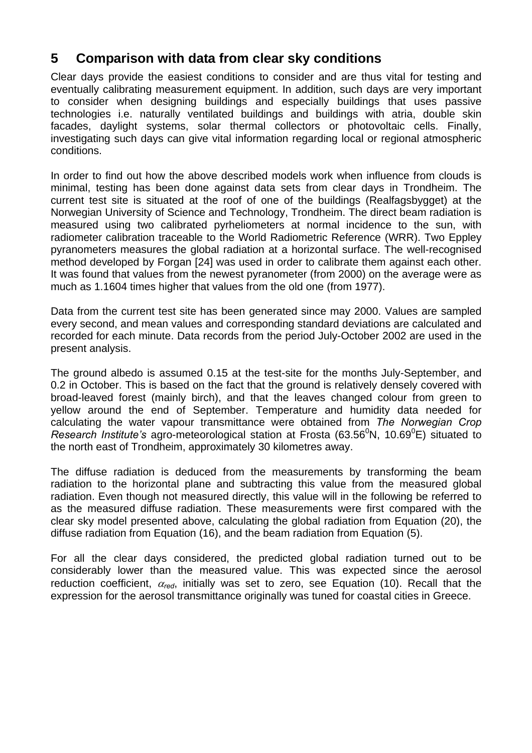## 5 Comparison with data from clear sky conditions

Clear days provide the easiest conditions to consider and are thus vital for testing and eventually calibrating measurement equipment. In addition, such days are very important to consider when designing buildings and especially buildings that uses passive technologies i.e. naturally ventilated buildings and buildings with atria, double skin facades, daylight systems, solar thermal collectors or photovoltaic cells. Finally, investigating such days can give vital information regarding local or regional atmospheric conditions.

In order to find out how the above described models work when influence from clouds is minimal, testing has been done against data sets from clear days in Trondheim. The current test site is situated at the roof of one of the buildings (Realfagsbygget) at the Norwegian University of Science and Technology, Trondheim. The direct beam radiation is measured using two calibrated pyrheliometers at normal incidence to the sun, with radiometer calibration traceable to the World Radiometric Reference (WRR). Two Eppley pyranometers measures the global radiation at a horizontal surface. The well-recognised method developed by Forgan [24] was used in order to calibrate them against each other. It was found that values from the newest pyranometer (from 2000) on the average were as much as 1.1604 times higher that values from the old one (from 1977).

Data from the current test site has been generated since may 2000. Values are sampled every second, and mean values and corresponding standard deviations are calculated and recorded for each minute. Data records from the period July-October 2002 are used in the present analysis.

The ground albedo is assumed 0.15 at the test-site for the months July-September, and 0.2 in October. This is based on the fact that the ground is relatively densely covered with broad-leaved forest (mainly birch), and that the leaves changed colour from green to yellow around the end of September. Temperature and humidity data needed for calculating the water vapour transmittance were obtained from *The Norwegian Crop Research Institute's* agro-meteorological station at Frosta (63.56$^0$N, 10.69$^0$E) situated to the north east of Trondheim, approximately 30 kilometres away.

The diffuse radiation is deduced from the measurements by transforming the beam radiation to the horizontal plane and subtracting this value from the measured global radiation. Even though not measured directly, this value will in the following be referred to as the measured diffuse radiation. These measurements were first compared with the clear sky model presented above, calculating the global radiation from Equation (20), the diffuse radiation from Equation (16), and the beam radiation from Equation (5).

For all the clear days considered, the predicted global radiation turned out to be considerably lower than the measured value. This was expected since the aerosol reduction coefficient, $\alpha_{red}$, initially was set to zero, see Equation (10). Recall that the expression for the aerosol transmittance originally was tuned for coastal cities in Greece.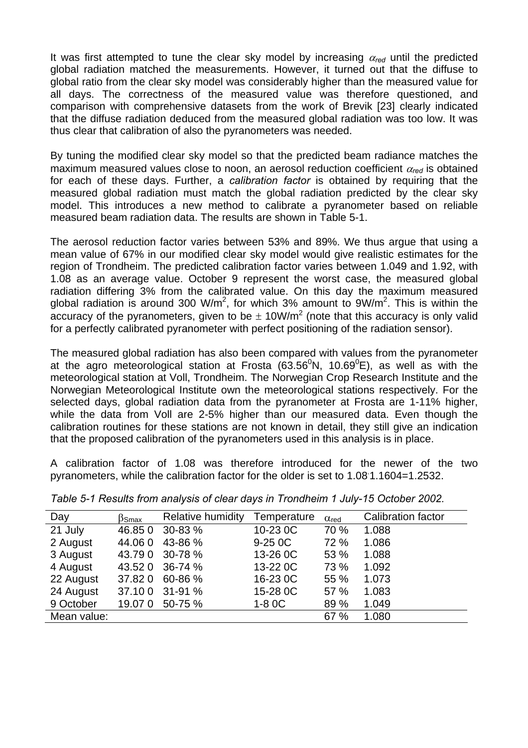It was first attempted to tune the clear sky model by increasing $\alpha_{red}$ until the predicted global radiation matched the measurements. However, it turned out that the diffuse to global ratio from the clear sky model was considerably higher than the measured value for all days. The correctness of the measured value was therefore questioned, and comparison with comprehensive datasets from the work of Brevik [23] clearly indicated that the diffuse radiation deduced from the measured global radiation was too low. It was thus clear that calibration of also the pyranometers was needed.

By tuning the modified clear sky model so that the predicted beam radiance matches the maximum measured values close to noon, an aerosol reduction coefficient $\alpha_{red}$ is obtained for each of these days. Further, a *calibration factor* is obtained by requiring that the measured global radiation must match the global radiation predicted by the clear sky model. This introduces a new method to calibrate a pyranometer based on reliable measured beam radiation data. The results are shown in Table 5-1.

The aerosol reduction factor varies between 53% and 89%. We thus argue that using a mean value of 67% in our modified clear sky model would give realistic estimates for the region of Trondheim. The predicted calibration factor varies between 1.049 and 1.92, with 1.08 as an average value. October 9 represent the worst case, the measured global radiation differing 3% from the calibrated value. On this day the maximum measured global radiation is around 300 W/m$^2$, for which 3% amount to 9W/m$^2$. This is within the accuracy of the pyranometers, given to be $\pm$ 10W/m$^2$ (note that this accuracy is only valid for a perfectly calibrated pyranometer with perfect positioning of the radiation sensor).

The measured global radiation has also been compared with values from the pyranometer at the agro meteorological station at Frosta (63.56$^0$N, 10.69$^0$E), as well as with the meteorological station at Voll, Trondheim. The Norwegian Crop Research Institute and the Norwegian Meteorological Institute own the meteorological stations respectively. For the selected days, global radiation data from the pyranometer at Frosta are 1-11% higher, while the data from Voll are 2-5% higher than our measured data. Even though the calibration routines for these stations are not known in detail, they still give an indication that the proposed calibration of the pyranometers used in this analysis is in place.

A calibration factor of 1.08 was therefore introduced for the newer of the two pyranometers, while the calibration factor for the older is set to 1.08·1.1604=1.2532.

*Table 5-1 Results from analysis of clear days in Trondheim 1 July-15 October 2002.*

| Day | $\beta_{Smax}$ | Relative humidity | Temperature | $\alpha_{red}$ | Calibration factor |
|---|---|---|---|---|---|
| 21 July | 46.85 0 | 30-83 % | 10-23 0C | 70 % | 1.088 |
| 2 August | 44.06 0 | 43-86 % | 9-25 0C | 72 % | 1.086 |
| 3 August | 43.79 0 | 30-78 % | 13-26 0C | 53 % | 1.088 |
| 4 August | 43.52 0 | 36-74 % | 13-22 0C | 73 % | 1.092 |
| 22 August | 37.82 0 | 60-86 % | 16-23 0C | 55 % | 1.073 |
| 24 August | 37.10 0 | 31-91 % | 15-28 0C | 57 % | 1.083 |
| 9 October | 19.07 0 | 50-75 % | 1-8 0C | 89 % | 1.049 |
| Mean value: | | | | 67 % | 1.080 |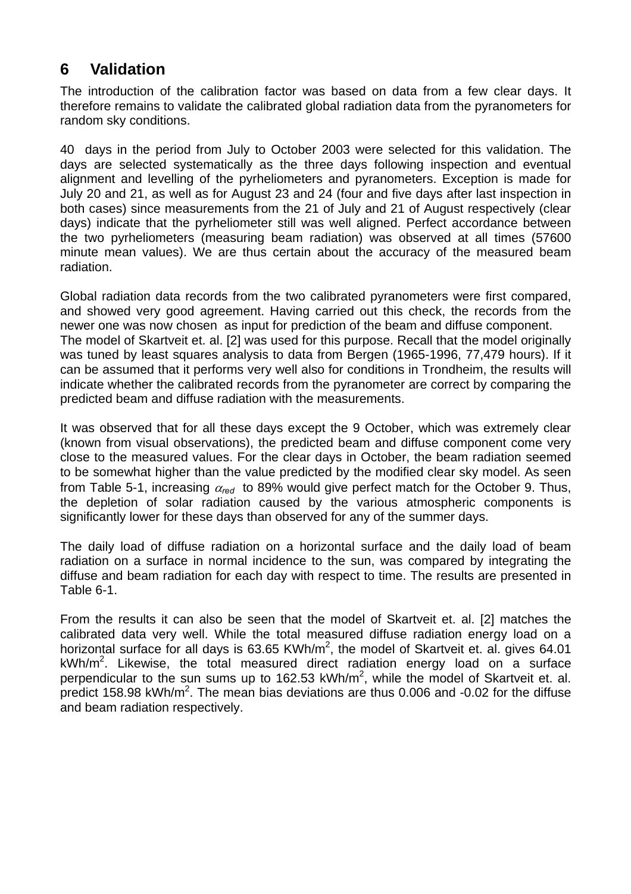# 6 Validation

The introduction of the calibration factor was based on data from a few clear days. It therefore remains to validate the calibrated global radiation data from the pyranometers for random sky conditions.

40 days in the period from July to October 2003 were selected for this validation. The days are selected systematically as the three days following inspection and eventual alignment and levelling of the pyrheliometers and pyranometers. Exception is made for July 20 and 21, as well as for August 23 and 24 (four and five days after last inspection in both cases) since measurements from the 21 of July and 21 of August respectively (clear days) indicate that the pyrheliometer still was well aligned. Perfect accordance between the two pyrheliometers (measuring beam radiation) was observed at all times (57600 minute mean values). We are thus certain about the accuracy of the measured beam radiation.

Global radiation data records from the two calibrated pyranometers were first compared, and showed very good agreement. Having carried out this check, the records from the newer one was now chosen as input for prediction of the beam and diffuse component. The model of Skartveit et. al. [2] was used for this purpose. Recall that the model originally was tuned by least squares analysis to data from Bergen (1965-1996, 77,479 hours). If it can be assumed that it performs very well also for conditions in Trondheim, the results will indicate whether the calibrated records from the pyranometer are correct by comparing the predicted beam and diffuse radiation with the measurements.

It was observed that for all these days except the 9 October, which was extremely clear (known from visual observations), the predicted beam and diffuse component come very close to the measured values. For the clear days in October, the beam radiation seemed to be somewhat higher than the value predicted by the modified clear sky model. As seen from Table 5-1, increasing $\alpha_{red}$ to 89% would give perfect match for the October 9. Thus, the depletion of solar radiation caused by the various atmospheric components is significantly lower for these days than observed for any of the summer days.

The daily load of diffuse radiation on a horizontal surface and the daily load of beam radiation on a surface in normal incidence to the sun, was compared by integrating the diffuse and beam radiation for each day with respect to time. The results are presented in Table 6-1.

From the results it can also be seen that the model of Skartveit et. al. [2] matches the calibrated data very well. While the total measured diffuse radiation energy load on a horizontal surface for all days is 63.65 KWh/m$^2$, the model of Skartveit et. al. gives 64.01 kWh/m$^2$. Likewise, the total measured direct radiation energy load on a surface perpendicular to the sun sums up to 162.53 kWh/m$^2$, while the model of Skartveit et. al. predict 158.98 kWh/m$^2$. The mean bias deviations are thus 0.006 and -0.02 for the diffuse and beam radiation respectively.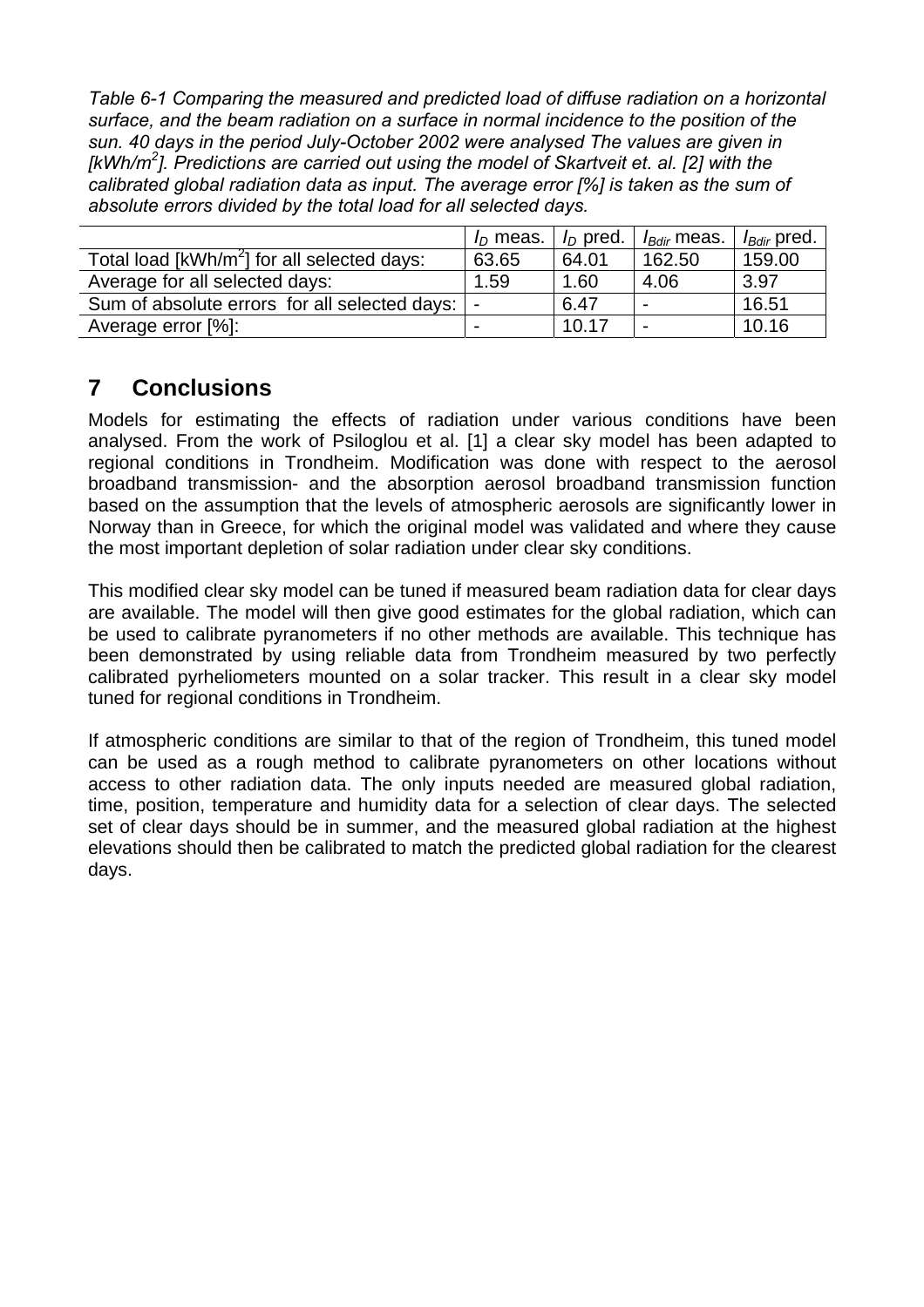*Table 6-1 Comparing the measured and predicted load of diffuse radiation on a horizontal surface, and the beam radiation on a surface in normal incidence to the position of the sun. 40 days in the period July-October 2002 were analysed The values are given in [kWh/m$^2$]. Predictions are carried out using the model of Skartveit et. al. [2] with the calibrated global radiation data as input. The average error [%] is taken as the sum of absolute errors divided by the total load for all selected days.*

| | $I_D$ meas. | $I_D$ pred. | $I_{Bdir}$ meas. | $I_{Bdir}$ pred. |
|---|---|---|---|---|
| Total load [kWh/m$^2$] for all selected days: | 63.65 | 64.01 | 162.50 | 159.00 |
| Average for all selected days: | 1.59 | 1.60 | 4.06 | 3.97 |
| Sum of absolute errors for all selected days: | - | 6.47 | - | 16.51 |
| Average error [%]: | - | 10.17 | - | 10.16 |

# 7 Conclusions

Models for estimating the effects of radiation under various conditions have been analysed. From the work of Psiloglou et al. [1] a clear sky model has been adapted to regional conditions in Trondheim. Modification was done with respect to the aerosol broadband transmission- and the absorption aerosol broadband transmission function based on the assumption that the levels of atmospheric aerosols are significantly lower in Norway than in Greece, for which the original model was validated and where they cause the most important depletion of solar radiation under clear sky conditions.

This modified clear sky model can be tuned if measured beam radiation data for clear days are available. The model will then give good estimates for the global radiation, which can be used to calibrate pyranometers if no other methods are available. This technique has been demonstrated by using reliable data from Trondheim measured by two perfectly calibrated pyrheliometers mounted on a solar tracker. This result in a clear sky model tuned for regional conditions in Trondheim.

If atmospheric conditions are similar to that of the region of Trondheim, this tuned model can be used as a rough method to calibrate pyranometers on other locations without access to other radiation data. The only inputs needed are measured global radiation, time, position, temperature and humidity data for a selection of clear days. The selected set of clear days should be in summer, and the measured global radiation at the highest elevations should then be calibrated to match the predicted global radiation for the clearest days.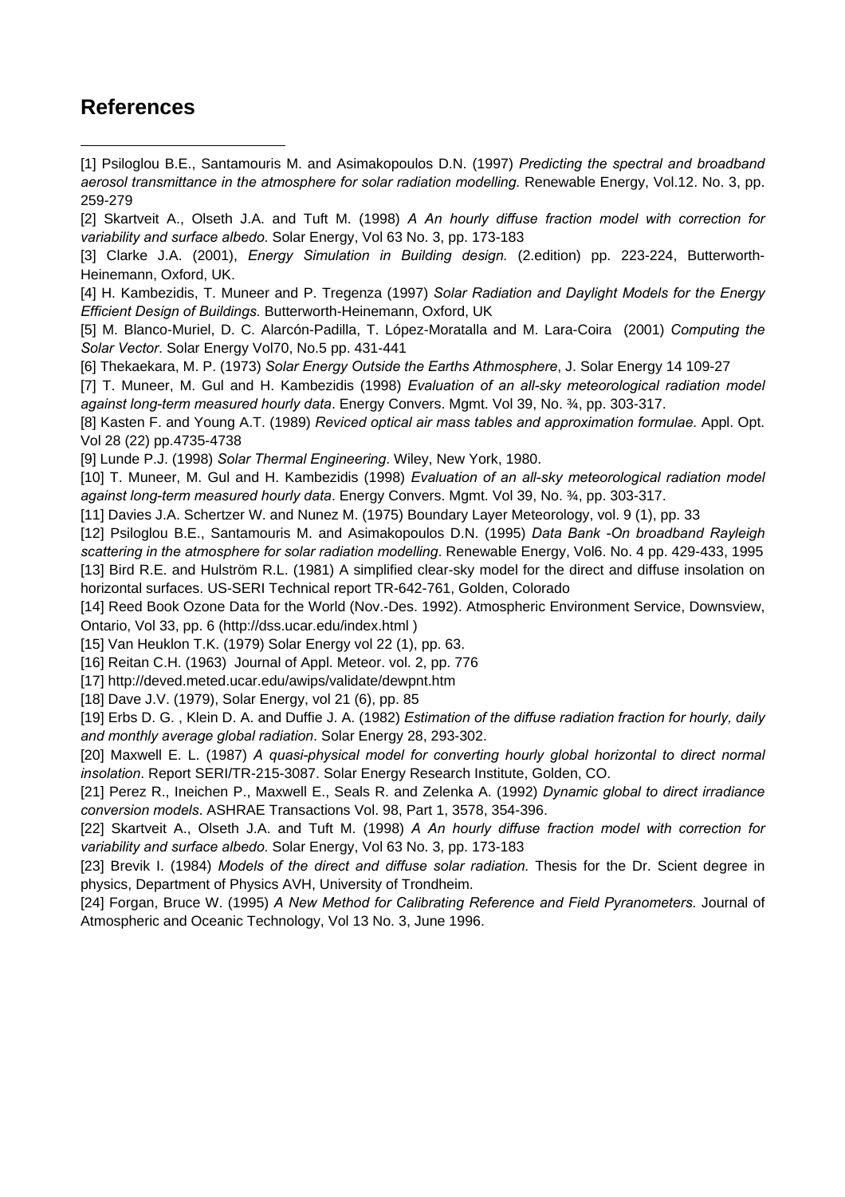## References

[1] Psiloglou B.E., Santamouris M. and Asimakopoulos D.N. (1997) *Predicting the spectral and broadband aerosol transmittance in the atmosphere for solar radiation modelling.* Renewable Energy, Vol.12. No. 3, pp. 259-279

[2] Skartveit A., Olseth J.A. and Tuft M. (1998) *A An hourly diffuse fraction model with correction for variability and surface albedo.* Solar Energy, Vol 63 No. 3, pp. 173-183

[3] Clarke J.A. (2001), *Energy Simulation in Building design.* (2.edition) pp. 223-224, Butterworth-Heinemann, Oxford, UK.

[4] H. Kambezidis, T. Muneer and P. Tregenza (1997) *Solar Radiation and Daylight Models for the Energy Efficient Design of Buildings.* Butterworth-Heinemann, Oxford, UK

[5] M. Blanco-Muriel, D. C. Alarcón-Padilla, T. López-Moratalla and M. Lara-Coira (2001) *Computing the Solar Vector*. Solar Energy Vol70, No.5 pp. 431-441

[6] Thekaekara, M. P. (1973) *Solar Energy Outside the Earths Athmosphere*, J. Solar Energy 14 109-27

[7] T. Muneer, M. Gul and H. Kambezidis (1998) *Evaluation of an all-sky meteorological radiation model against long-term measured hourly data*. Energy Convers. Mgmt. Vol 39, No. ¾, pp. 303-317.

[8] Kasten F. and Young A.T. (1989) *Reviced optical air mass tables and approximation formulae.* Appl. Opt. Vol 28 (22) pp.4735-4738

[9] Lunde P.J. (1998) *Solar Thermal Engineering*. Wiley, New York, 1980.

[10] T. Muneer, M. Gul and H. Kambezidis (1998) *Evaluation of an all-sky meteorological radiation model against long-term measured hourly data*. Energy Convers. Mgmt. Vol 39, No. ¾, pp. 303-317.

[11] Davies J.A. Schertzer W. and Nunez M. (1975) Boundary Layer Meteorology, vol. 9 (1), pp. 33

[12] Psiloglou B.E., Santamouris M. and Asimakopoulos D.N. (1995) *Data Bank -On broadband Rayleigh scattering in the atmosphere for solar radiation modelling*. Renewable Energy, Vol6. No. 4 pp. 429-433, 1995

[13] Bird R.E. and Hulström R.L. (1981) A simplified clear-sky model for the direct and diffuse insolation on horizontal surfaces. US-SERI Technical report TR-642-761, Golden, Colorado

[14] Reed Book Ozone Data for the World (Nov.-Des. 1992). Atmospheric Environment Service, Downsview, Ontario, Vol 33, pp. 6 (http://dss.ucar.edu/index.html )

[15] Van Heuklon T.K. (1979) Solar Energy vol 22 (1), pp. 63.

[16] Reitan C.H. (1963) Journal of Appl. Meteor. vol. 2, pp. 776

[17] http://deved.meted.ucar.edu/awips/validate/dewpnt.htm

[18] Dave J.V. (1979), Solar Energy, vol 21 (6), pp. 85

[19] Erbs D. G. , Klein D. A. and Duffie J. A. (1982) *Estimation of the diffuse radiation fraction for hourly, daily and monthly average global radiation*. Solar Energy 28, 293-302.

[20] Maxwell E. L. (1987) *A quasi-physical model for converting hourly global horizontal to direct normal insolation*. Report SERI/TR-215-3087. Solar Energy Research Institute, Golden, CO.

[21] Perez R., Ineichen P., Maxwell E., Seals R. and Zelenka A. (1992) *Dynamic global to direct irradiance conversion models*. ASHRAE Transactions Vol. 98, Part 1, 3578, 354-396.

[22] Skartveit A., Olseth J.A. and Tuft M. (1998) *A An hourly diffuse fraction model with correction for variability and surface albedo.* Solar Energy, Vol 63 No. 3, pp. 173-183

[23] Brevik I. (1984) *Models of the direct and diffuse solar radiation.* Thesis for the Dr. Scient degree in physics, Department of Physics AVH, University of Trondheim.

[24] Forgan, Bruce W. (1995) *A New Method for Calibrating Reference and Field Pyranometers.* Journal of Atmospheric and Oceanic Technology, Vol 13 No. 3, June 1996.